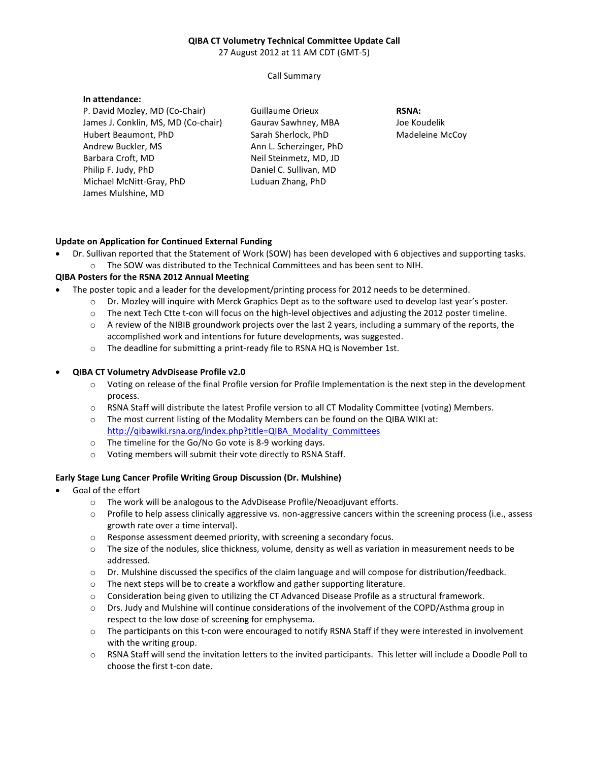**QIBA CT Volumetry Technical Committee Update Call**

27 August 2012 at 11 AM CDT (GMT-5)

Call Summary

**In attendance:**

P. David Mozley, MD (Co-Chair)
James J. Conklin, MS, MD (Co-chair)
Hubert Beaumont, PhD
Andrew Buckler, MS
Barbara Croft, MD
Philip F. Judy, PhD
Michael McNitt-Gray, PhD
James Mulshine, MD

Guillaume Orieux
Gaurav Sawhney, MBA
Sarah Sherlock, PhD
Ann L. Scherzinger, PhD
Neil Steinmetz, MD, JD
Daniel C. Sullivan, MD
Luduan Zhang, PhD

**RSNA:**
Joe Koudelik
Madeleine McCoy

**Update on Application for Continued External Funding**

- Dr. Sullivan reported that the Statement of Work (SOW) has been developed with 6 objectives and supporting tasks.
  - The SOW was distributed to the Technical Committees and has been sent to NIH.

**QIBA Posters for the RSNA 2012 Annual Meeting**

- The poster topic and a leader for the development/printing process for 2012 needs to be determined.
  - Dr. Mozley will inquire with Merck Graphics Dept as to the software used to develop last year's poster.
  - The next Tech Ctte t-con will focus on the high-level objectives and adjusting the 2012 poster timeline.
  - A review of the NIBIB groundwork projects over the last 2 years, including a summary of the reports, the accomplished work and intentions for future developments, was suggested.
  - The deadline for submitting a print-ready file to RSNA HQ is November 1st.

- **QIBA CT Volumetry AdvDisease Profile v2.0**
  - Voting on release of the final Profile version for Profile Implementation is the next step in the development process.
  - RSNA Staff will distribute the latest Profile version to all CT Modality Committee (voting) Members.
  - The most current listing of the Modality Members can be found on the QIBA WIKI at: http://qibawiki.rsna.org/index.php?title=QIBA_Modality_Committees
  - The timeline for the Go/No Go vote is 8-9 working days.
  - Voting members will submit their vote directly to RSNA Staff.

**Early Stage Lung Cancer Profile Writing Group Discussion (Dr. Mulshine)**

- Goal of the effort
  - The work will be analogous to the AdvDisease Profile/Neoadjuvant efforts.
  - Profile to help assess clinically aggressive vs. non-aggressive cancers within the screening process (i.e., assess growth rate over a time interval).
  - Response assessment deemed priority, with screening a secondary focus.
  - The size of the nodules, slice thickness, volume, density as well as variation in measurement needs to be addressed.
  - Dr. Mulshine discussed the specifics of the claim language and will compose for distribution/feedback.
  - The next steps will be to create a workflow and gather supporting literature.
  - Consideration being given to utilizing the CT Advanced Disease Profile as a structural framework.
  - Drs. Judy and Mulshine will continue considerations of the involvement of the COPD/Asthma group in respect to the low dose of screening for emphysema.
  - The participants on this t-con were encouraged to notify RSNA Staff if they were interested in involvement with the writing group.
  - RSNA Staff will send the invitation letters to the invited participants. This letter will include a Doodle Poll to choose the first t-con date.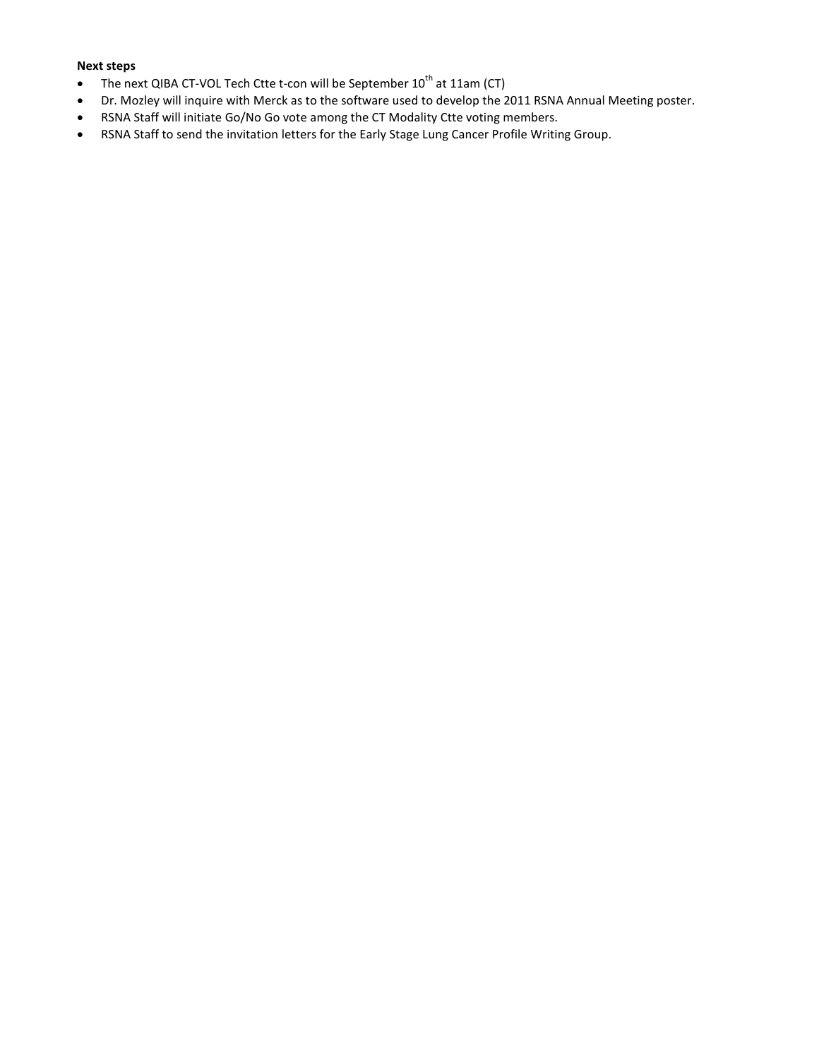**Next steps**

- The next QIBA CT-VOL Tech Ctte t-con will be September 10th at 11am (CT)
- Dr. Mozley will inquire with Merck as to the software used to develop the 2011 RSNA Annual Meeting poster.
- RSNA Staff will initiate Go/No Go vote among the CT Modality Ctte voting members.
- RSNA Staff to send the invitation letters for the Early Stage Lung Cancer Profile Writing Group.